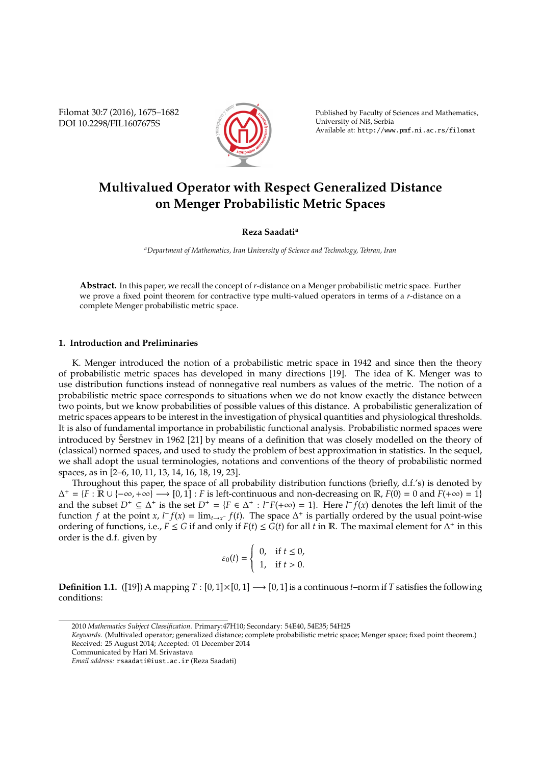# Multivalued Operator with Respect Generalized Distance on Menger Probabilistic Metric Spaces

**Reza Saadati**[a]

[a]*Department of Mathematics, Iran University of Science and Technology, Tehran, Iran*

**Abstract.** In this paper, we recall the concept of $r$-distance on a Menger probabilistic metric space. Further we prove a fixed point theorem for contractive type multi-valued operators in terms of a $r$-distance on a complete Menger probabilistic metric space.

## 1. Introduction and Preliminaries

K. Menger introduced the notion of a probabilistic metric space in 1942 and since then the theory of probabilistic metric spaces has developed in many directions [19]. The idea of K. Menger was to use distribution functions instead of nonnegative real numbers as values of the metric. The notion of a probabilistic metric space corresponds to situations when we do not know exactly the distance between two points, but we know probabilities of possible values of this distance. A probabilistic generalization of metric spaces appears to be interest in the investigation of physical quantities and physiological thresholds. It is also of fundamental importance in probabilistic functional analysis. Probabilistic normed spaces were introduced by Šerstnev in 1962 [21] by means of a definition that was closely modelled on the theory of (classical) normed spaces, and used to study the problem of best approximation in statistics. In the sequel, we shall adopt the usual terminologies, notations and conventions of the theory of probabilistic normed spaces, as in [2–6, 10, 11, 13, 14, 16, 18, 19, 23].

Throughout this paper, the space of all probability distribution functions (briefly, d.f.'s) is denoted by $\Delta^+ = \{F : \mathbb{R} \cup \{-\infty, +\infty\} \longrightarrow [0, 1] : F$ is left-continuous and non-decreasing on $\mathbb{R}$, $F(0) = 0$ and $F(+\infty) = 1\}$ and the subset $D^+ \subseteq \Delta^+$ is the set $D^+ = \{F \in \Delta^+ : l^- F(+\infty) = 1\}$. Here $l^- f(x)$ denotes the left limit of the function $f$ at the point $x$, $l^- f(x) = \lim_{t \to x^-} f(t)$. The space $\Delta^+$ is partially ordered by the usual point-wise ordering of functions, i.e., $F \leq G$ if and only if $F(t) \leq G(t)$ for all $t$ in $\mathbb{R}$. The maximal element for $\Delta^+$ in this order is the d.f. given by

$$\varepsilon_0(t) = \begin{cases} 0, & \text{if } t \leq 0, \\ 1, & \text{if } t > 0. \end{cases}$$

**Definition 1.1.** ([19]) A mapping $T : [0, 1] \times [0, 1] \longrightarrow [0, 1]$ is a continuous $t$–norm if $T$ satisfies the following conditions:

---

2010 *Mathematics Subject Classification*. Primary:47H10; Secondary: 54E40, 54E35; 54H25

*Keywords*. (Multivaled operator; generalized distance; complete probabilistic metric space; Menger space; fixed point theorem.)

Received: 25 August 2014; Accepted: 01 December 2014

Communicated by Hari M. Srivastava

*Email address:* rsaadati@iust.ac.ir (Reza Saadati)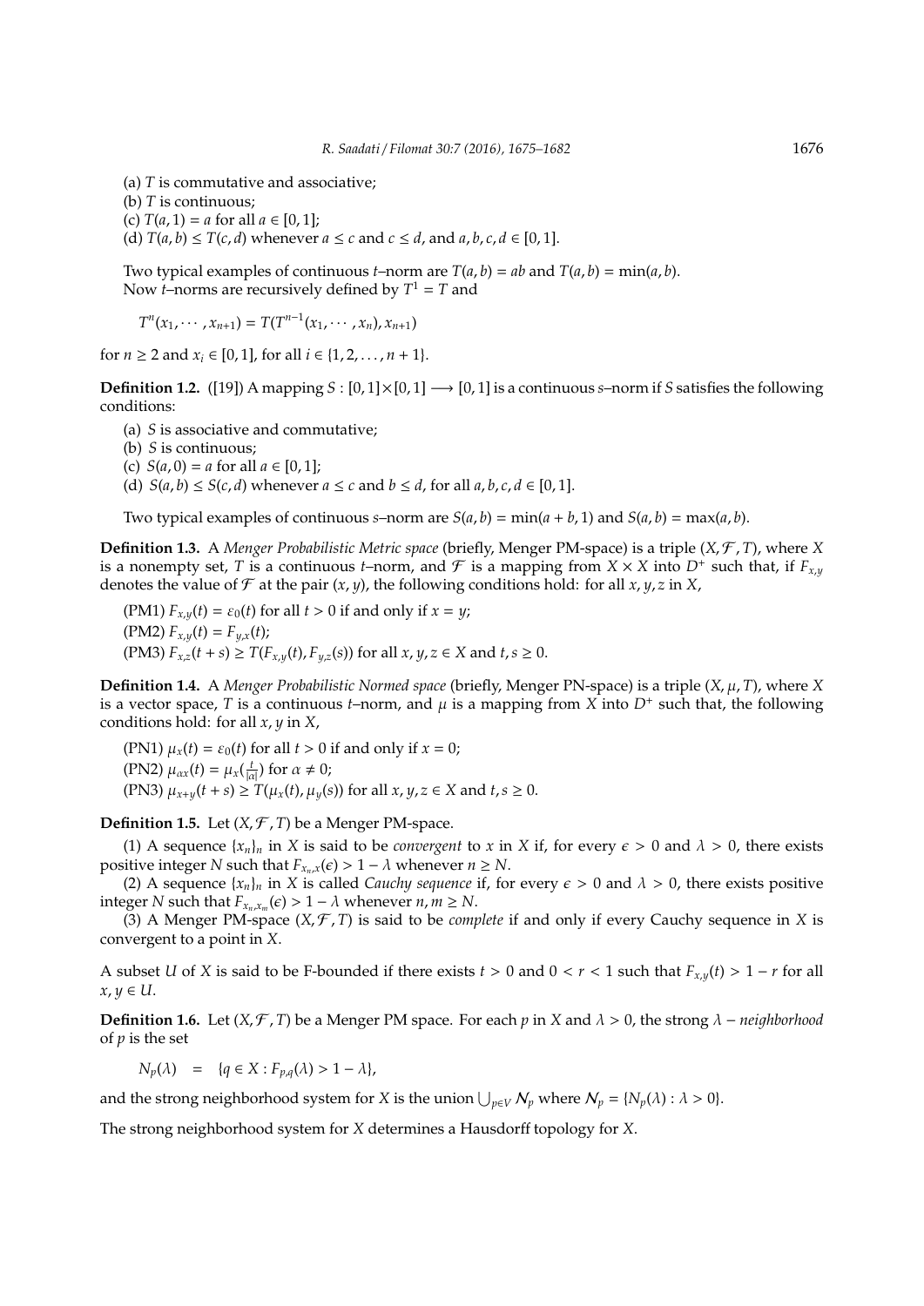(a) $T$ is commutative and associative;
(b) $T$ is continuous;
(c) $T(a, 1) = a$ for all $a \in [0, 1]$;
(d) $T(a, b) \leq T(c, d)$ whenever $a \leq c$ and $c \leq d$, and $a, b, c, d \in [0, 1]$.

Two typical examples of continuous $t$–norm are $T(a, b) = ab$ and $T(a, b) = \min(a, b)$.
Now $t$–norms are recursively defined by $T^1 = T$ and

$$T^n(x_1, \cdots, x_{n+1}) = T(T^{n-1}(x_1, \cdots, x_n), x_{n+1})$$

for $n \geq 2$ and $x_i \in [0, 1]$, for all $i \in \{1, 2, \ldots, n + 1\}$.

**Definition 1.2.** ([19]) A mapping $S : [0, 1] \times [0, 1] \longrightarrow [0, 1]$ is a continuous $s$–norm if $S$ satisfies the following conditions:

(a) $S$ is associative and commutative;
(b) $S$ is continuous;
(c) $S(a, 0) = a$ for all $a \in [0, 1]$;
(d) $S(a, b) \leq S(c, d)$ whenever $a \leq c$ and $b \leq d$, for all $a, b, c, d \in [0, 1]$.

Two typical examples of continuous $s$–norm are $S(a, b) = \min(a + b, 1)$ and $S(a, b) = \max(a, b)$.

**Definition 1.3.** A *Menger Probabilistic Metric space* (briefly, Menger PM-space) is a triple $(X, \mathcal{F}, T)$, where $X$ is a nonempty set, $T$ is a continuous $t$–norm, and $\mathcal{F}$ is a mapping from $X \times X$ into $D^+$ such that, if $F_{x,y}$ denotes the value of $\mathcal{F}$ at the pair $(x, y)$, the following conditions hold: for all $x, y, z$ in $X$,

(PM1) $F_{x,y}(t) = \varepsilon_0(t)$ for all $t > 0$ if and only if $x = y$;
(PM2) $F_{x,y}(t) = F_{y,x}(t)$;
(PM3) $F_{x,z}(t + s) \geq T(F_{x,y}(t), F_{y,z}(s))$ for all $x, y, z \in X$ and $t, s \geq 0$.

**Definition 1.4.** A *Menger Probabilistic Normed space* (briefly, Menger PN-space) is a triple $(X, \mu, T)$, where $X$ is a vector space, $T$ is a continuous $t$–norm, and $\mu$ is a mapping from $X$ into $D^+$ such that, the following conditions hold: for all $x, y$ in $X$,

(PN1) $\mu_x(t) = \varepsilon_0(t)$ for all $t > 0$ if and only if $x = 0$;
(PN2) $\mu_{\alpha x}(t) = \mu_x(\frac{t}{|\alpha|})$ for $\alpha \neq 0$;
(PN3) $\mu_{x+y}(t + s) \geq T(\mu_x(t), \mu_y(s))$ for all $x, y, z \in X$ and $t, s \geq 0$.

**Definition 1.5.** Let $(X, \mathcal{F}, T)$ be a Menger PM-space.

(1) A sequence $\{x_n\}_n$ in $X$ is said to be *convergent* to $x$ in $X$ if, for every $\epsilon > 0$ and $\lambda > 0$, there exists positive integer $N$ such that $F_{x_n,x}(\epsilon) > 1 - \lambda$ whenever $n \geq N$.

(2) A sequence $\{x_n\}_n$ in $X$ is called *Cauchy sequence* if, for every $\epsilon > 0$ and $\lambda > 0$, there exists positive integer $N$ such that $F_{x_n,x_m}(\epsilon) > 1 - \lambda$ whenever $n, m \geq N$.

(3) A Menger PM-space $(X, \mathcal{F}, T)$ is said to be *complete* if and only if every Cauchy sequence in $X$ is convergent to a point in $X$.

A subset $U$ of $X$ is said to be F-bounded if there exists $t > 0$ and $0 < r < 1$ such that $F_{x,y}(t) > 1 - r$ for all $x, y \in U$.

**Definition 1.6.** Let $(X, \mathcal{F}, T)$ be a Menger PM space. For each $p$ in $X$ and $\lambda > 0$, the strong $\lambda -$ *neighborhood* of $p$ is the set

$$N_p(\lambda) \quad = \quad \{q \in X : F_{p,q}(\lambda) > 1 - \lambda\},$$

and the strong neighborhood system for $X$ is the union $\bigcup_{p \in V} \mathcal{N}_p$ where $\mathcal{N}_p = \{N_p(\lambda) : \lambda > 0\}$.

The strong neighborhood system for $X$ determines a Hausdorff topology for $X$.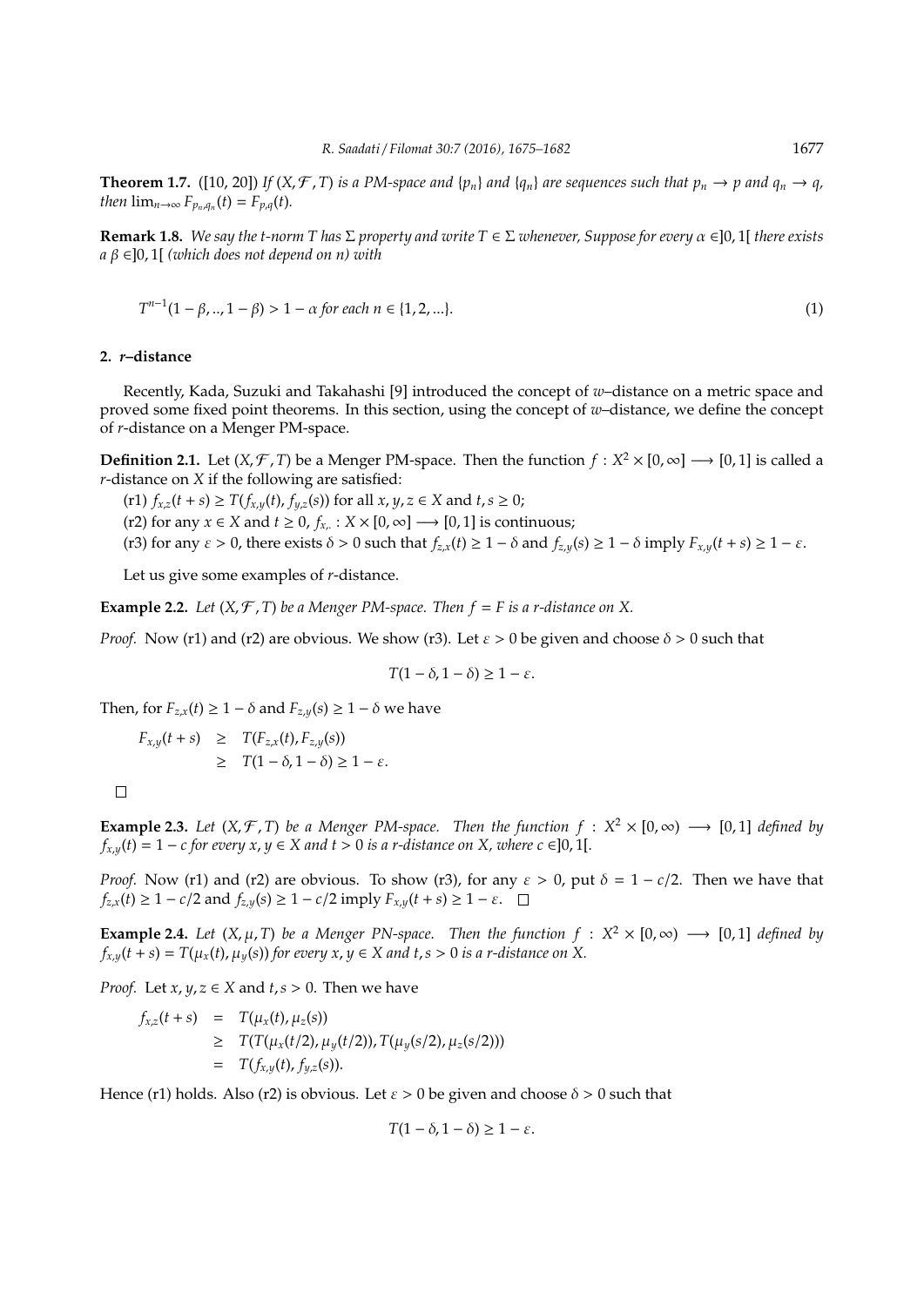**Theorem 1.7.** ([10, 20]) *If* $(X, \mathcal{F}, T)$ *is a PM-space and* $\{p_n\}$ *and* $\{q_n\}$ *are sequences such that* $p_n \to p$ *and* $q_n \to q$, *then* $\lim_{n\to\infty} F_{p_n,q_n}(t) = F_{p,q}(t)$.

**Remark 1.8.** *We say the t-norm* $T$ *has* $\Sigma$ *property and write* $T \in \Sigma$ *whenever, Suppose for every* $\alpha \in ]0, 1[$ *there exists a* $\beta \in ]0, 1[$ *(which does not depend on n) with*

$$T^{n-1}(1-\beta, .., 1-\beta) > 1-\alpha \text{ for each } n \in \{1, 2, ...\}. \tag{1}$$

## 2. *r*–distance

Recently, Kada, Suzuki and Takahashi [9] introduced the concept of $w$–distance on a metric space and proved some fixed point theorems. In this section, using the concept of $w$–distance, we define the concept of $r$-distance on a Menger PM-space.

**Definition 2.1.** Let $(X, \mathcal{F}, T)$ be a Menger PM-space. Then the function $f : X^2 \times [0, \infty] \longrightarrow [0, 1]$ is called a $r$-distance on $X$ if the following are satisfied:

(r1) $f_{x,z}(t+s) \geq T(f_{x,y}(t), f_{y,z}(s))$ for all $x, y, z \in X$ and $t, s \geq 0$;

(r2) for any $x \in X$ and $t \geq 0$, $f_{x,.} : X \times [0, \infty] \longrightarrow [0, 1]$ is continuous;

(r3) for any $\varepsilon > 0$, there exists $\delta > 0$ such that $f_{z,x}(t) \geq 1-\delta$ and $f_{z,y}(s) \geq 1-\delta$ imply $F_{x,y}(t+s) \geq 1-\varepsilon$.

Let us give some examples of $r$-distance.

**Example 2.2.** *Let* $(X, \mathcal{F}, T)$ *be a Menger PM-space. Then* $f = F$ *is a r-distance on* $X$.

*Proof.* Now (r1) and (r2) are obvious. We show (r3). Let $\varepsilon > 0$ be given and choose $\delta > 0$ such that

$$T(1-\delta, 1-\delta) \geq 1-\varepsilon.$$

Then, for $F_{z,x}(t) \geq 1-\delta$ and $F_{z,y}(s) \geq 1-\delta$ we have

$$\begin{aligned} F_{x,y}(t+s) &\geq T(F_{z,x}(t), F_{z,y}(s)) \\ &\geq T(1-\delta, 1-\delta) \geq 1-\varepsilon. \end{aligned}$$

□

**Example 2.3.** *Let* $(X, \mathcal{F}, T)$ *be a Menger PM-space. Then the function* $f : X^2 \times [0, \infty) \longrightarrow [0, 1]$ *defined by* $f_{x,y}(t) = 1-c$ *for every* $x, y \in X$ *and* $t > 0$ *is a r-distance on* $X$, *where* $c \in ]0, 1[$.

*Proof.* Now (r1) and (r2) are obvious. To show (r3), for any $\varepsilon > 0$, put $\delta = 1 - c/2$. Then we have that $f_{z,x}(t) \geq 1 - c/2$ and $f_{z,y}(s) \geq 1 - c/2$ imply $F_{x,y}(t+s) \geq 1-\varepsilon$. □

**Example 2.4.** *Let* $(X, \mu, T)$ *be a Menger PN-space. Then the function* $f : X^2 \times [0, \infty) \longrightarrow [0, 1]$ *defined by* $f_{x,y}(t+s) = T(\mu_x(t), \mu_y(s))$ *for every* $x, y \in X$ *and* $t, s > 0$ *is a r-distance on* $X$.

*Proof.* Let $x, y, z \in X$ and $t, s > 0$. Then we have

$$\begin{aligned} f_{x,z}(t+s) &= T(\mu_x(t), \mu_z(s)) \\ &\geq T(T(\mu_x(t/2), \mu_y(t/2)), T(\mu_y(s/2), \mu_z(s/2))) \\ &= T(f_{x,y}(t), f_{y,z}(s)). \end{aligned}$$

Hence (r1) holds. Also (r2) is obvious. Let $\varepsilon > 0$ be given and choose $\delta > 0$ such that

$$T(1-\delta, 1-\delta) \geq 1-\varepsilon.$$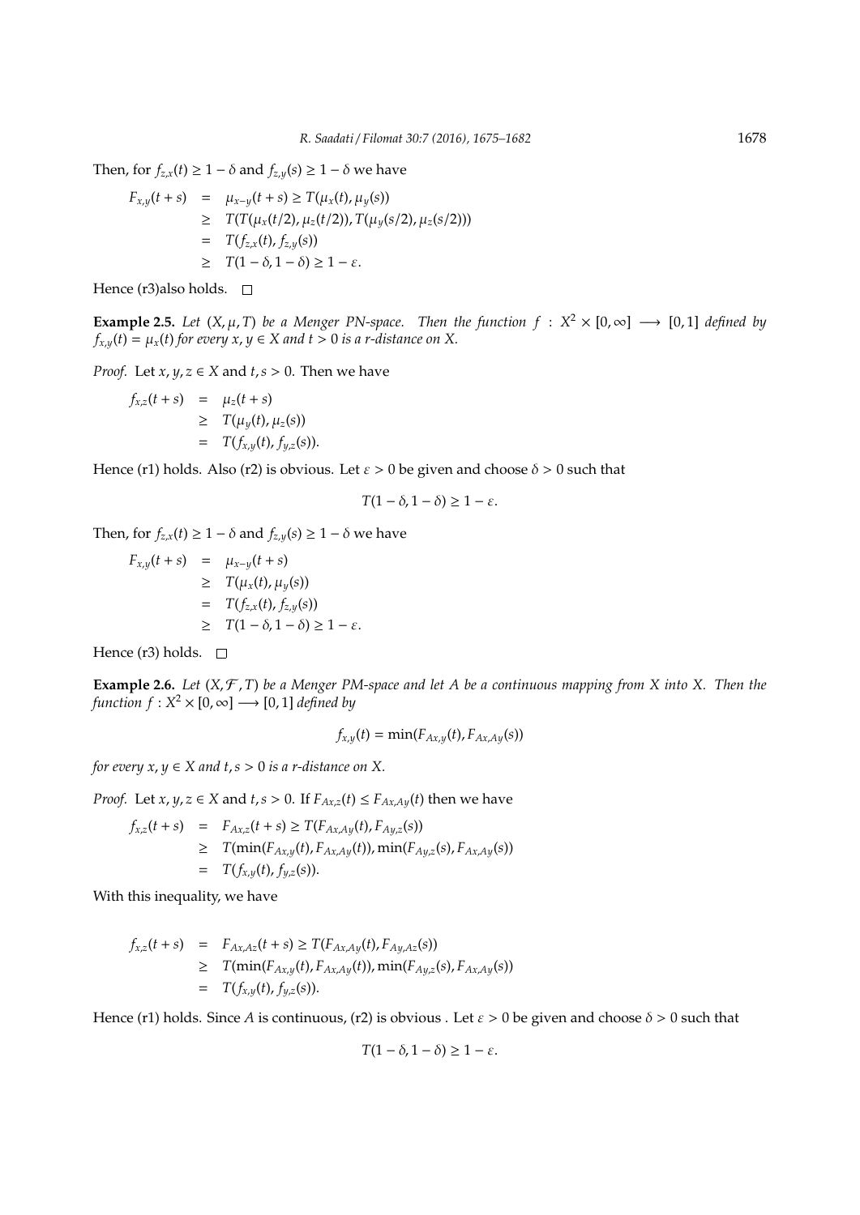Then, for $f_{z,x}(t) \geq 1 - \delta$ and $f_{z,y}(s) \geq 1 - \delta$ we have

$$
\begin{aligned}
F_{x,y}(t+s) &= \mu_{x-y}(t+s) \geq T(\mu_x(t), \mu_y(s)) \\
&\geq T(T(\mu_x(t/2), \mu_z(t/2)), T(\mu_y(s/2), \mu_z(s/2))) \\
&= T(f_{z,x}(t), f_{z,y}(s)) \\
&\geq T(1-\delta, 1-\delta) \geq 1 - \varepsilon.
\end{aligned}
$$

Hence (r3)also holds. □

**Example 2.5.** *Let $(X, \mu, T)$ be a Menger PN-space. Then the function $f : X^2 \times [0, \infty] \longrightarrow [0, 1]$ defined by $f_{x,y}(t) = \mu_x(t)$ for every $x, y \in X$ and $t > 0$ is a r-distance on $X$.*

*Proof.* Let $x, y, z \in X$ and $t, s > 0$. Then we have

$$
\begin{aligned}
f_{x,z}(t+s) &= \mu_z(t+s) \\
&\geq T(\mu_y(t), \mu_z(s)) \\
&= T(f_{x,y}(t), f_{y,z}(s)).
\end{aligned}
$$

Hence (r1) holds. Also (r2) is obvious. Let $\varepsilon > 0$ be given and choose $\delta > 0$ such that

$$T(1-\delta, 1-\delta) \geq 1 - \varepsilon.$$

Then, for $f_{z,x}(t) \geq 1 - \delta$ and $f_{z,y}(s) \geq 1 - \delta$ we have

$$
\begin{aligned}
F_{x,y}(t+s) &= \mu_{x-y}(t+s) \\
&\geq T(\mu_x(t), \mu_y(s)) \\
&= T(f_{z,x}(t), f_{z,y}(s)) \\
&\geq T(1-\delta, 1-\delta) \geq 1 - \varepsilon.
\end{aligned}
$$

Hence (r3) holds. □

**Example 2.6.** *Let $(X, \mathcal{F}, T)$ be a Menger PM-space and let $A$ be a continuous mapping from $X$ into $X$. Then the function $f : X^2 \times [0, \infty] \longrightarrow [0, 1]$ defined by*

$$f_{x,y}(t) = \min(F_{Ax,y}(t), F_{Ax,Ay}(s))$$

*for every $x, y \in X$ and $t, s > 0$ is a r-distance on $X$.*

*Proof.* Let $x, y, z \in X$ and $t, s > 0$. If $F_{Ax,z}(t) \leq F_{Ax,Ay}(t)$ then we have

$$
\begin{aligned}
f_{x,z}(t+s) &= F_{Ax,z}(t+s) \geq T(F_{Ax,Ay}(t), F_{Ay,z}(s)) \\
&\geq T(\min(F_{Ax,y}(t), F_{Ax,Ay}(t)), \min(F_{Ay,z}(s), F_{Ax,Ay}(s)) \\
&= T(f_{x,y}(t), f_{y,z}(s)).
\end{aligned}
$$

With this inequality, we have

$$
\begin{aligned}
f_{x,z}(t+s) &= F_{Ax,Az}(t+s) \geq T(F_{Ax,Ay}(t), F_{Ay,Az}(s)) \\
&\geq T(\min(F_{Ax,y}(t), F_{Ax,Ay}(t)), \min(F_{Ay,z}(s), F_{Ax,Ay}(s)) \\
&= T(f_{x,y}(t), f_{y,z}(s)).
\end{aligned}
$$

Hence (r1) holds. Since $A$ is continuous, (r2) is obvious . Let $\varepsilon > 0$ be given and choose $\delta > 0$ such that

$$T(1-\delta, 1-\delta) \geq 1 - \varepsilon.$$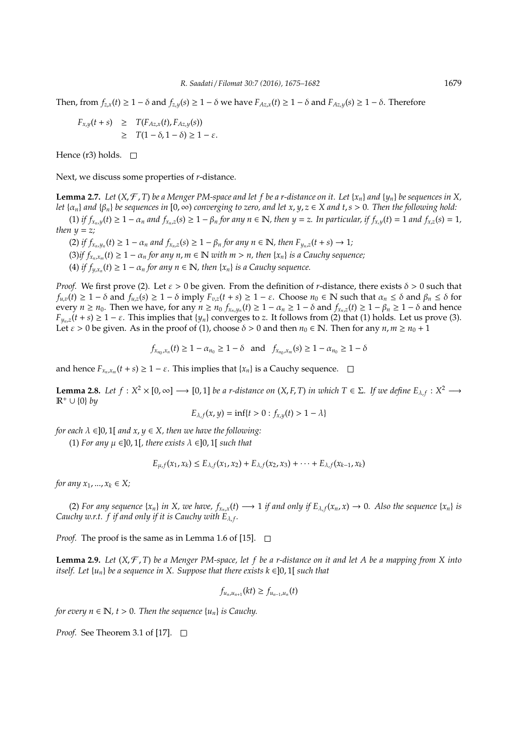Then, from $f_{z,x}(t) \geq 1 - \delta$ and $f_{z,y}(s) \geq 1 - \delta$ we have $F_{Az,x}(t) \geq 1 - \delta$ and $F_{Az,y}(s) \geq 1 - \delta$. Therefore

$$
\begin{aligned}
F_{x,y}(t+s) &\geq T(F_{Az,x}(t), F_{Az,y}(s)) \\
&\geq T(1-\delta, 1-\delta) \geq 1 - \varepsilon.
\end{aligned}
$$

Hence (r3) holds. □

Next, we discuss some properties of $r$-distance.

**Lemma 2.7.** *Let $(X, \mathcal{F}, T)$ be a Menger PM-space and let $f$ be a r-distance on it. Let $\{x_n\}$ and $\{y_n\}$ be sequences in $X$, let $\{\alpha_n\}$ and $\{\beta_n\}$ be sequences in $[0, \infty)$ converging to zero, and let $x, y, z \in X$ and $t, s > 0$. Then the following hold:*

*(1) if $f_{x_n,y}(t) \geq 1 - \alpha_n$ and $f_{x_n,z}(s) \geq 1 - \beta_n$ for any $n \in \mathbb{N}$, then $y = z$. In particular, if $f_{x,y}(t) = 1$ and $f_{x,z}(s) = 1$, then $y = z$;*

*(2) if $f_{x_n,y_n}(t) \geq 1 - \alpha_n$ and $f_{x_n,z}(s) \geq 1 - \beta_n$ for any $n \in \mathbb{N}$, then $F_{y_n,z}(t+s) \to 1$;*

*(3) if $f_{x_n,x_m}(t) \geq 1 - \alpha_n$ for any $n, m \in \mathbb{N}$ with $m > n$, then $\{x_n\}$ is a Cauchy sequence;*

*(4) if $f_{y,x_n}(t) \geq 1 - \alpha_n$ for any $n \in \mathbb{N}$, then $\{x_n\}$ is a Cauchy sequence.*

*Proof.* We first prove (2). Let $\varepsilon > 0$ be given. From the definition of $r$-distance, there exists $\delta > 0$ such that $f_{u,v}(t) \geq 1 - \delta$ and $f_{u,z}(s) \geq 1 - \delta$ imply $F_{v,z}(t+s) \geq 1 - \varepsilon$. Choose $n_0 \in \mathbb{N}$ such that $\alpha_n \leq \delta$ and $\beta_n \leq \delta$ for every $n \geq n_0$. Then we have, for any $n \geq n_0$ $f_{x_n,y_n}(t) \geq 1 - \alpha_n \geq 1 - \delta$ and $f_{x_n,z}(t) \geq 1 - \beta_n \geq 1 - \delta$ and hence $F_{y_n,z}(t+s) \geq 1 - \varepsilon$. This implies that $\{y_n\}$ converges to $z$. It follows from (2) that (1) holds. Let us prove (3). Let $\varepsilon > 0$ be given. As in the proof of (1), choose $\delta > 0$ and then $n_0 \in \mathbb{N}$. Then for any $n, m \geq n_0 + 1$

$$
f_{x_{n_0},x_n}(t) \geq 1 - \alpha_{n_0} \geq 1 - \delta \quad \text{and} \quad f_{x_{n_0},x_m}(s) \geq 1 - \alpha_{n_0} \geq 1 - \delta
$$

and hence $F_{x_n,x_m}(t+s) \geq 1 - \varepsilon$. This implies that $\{x_n\}$ is a Cauchy sequence. □

**Lemma 2.8.** *Let $f : X^2 \times [0, \infty] \longrightarrow [0, 1]$ be a r-distance on $(X, F, T)$ in which $T \in \Sigma$. If we define $E_{\lambda,f} : X^2 \longrightarrow \mathbb{R}^+ \cup \{0\}$ by*

$$
E_{\lambda,f}(x, y) = \inf\{t > 0 : f_{x,y}(t) > 1 - \lambda\}
$$

*for each $\lambda \in ]0, 1[$ and $x, y \in X$, then we have the following:*

*(1) For any $\mu \in ]0, 1[$, there exists $\lambda \in ]0, 1[$ such that*

$$
E_{\mu,f}(x_1, x_k) \leq E_{\lambda,f}(x_1, x_2) + E_{\lambda,f}(x_2, x_3) + \cdots + E_{\lambda,f}(x_{k-1}, x_k)
$$

*for any $x_1, \ldots, x_k \in X$;*

*(2) For any sequence $\{x_n\}$ in $X$, we have, $f_{x_n,x}(t) \longrightarrow 1$ if and only if $E_{\lambda,f}(x_n, x) \to 0$. Also the sequence $\{x_n\}$ is Cauchy w.r.t. $f$ if and only if it is Cauchy with $E_{\lambda,f}$.*

*Proof.* The proof is the same as in Lemma 1.6 of [15]. □

**Lemma 2.9.** *Let $(X, \mathcal{F}, T)$ be a Menger PM-space, let $f$ be a r-distance on it and let $A$ be a mapping from $X$ into itself. Let $\{u_n\}$ be a sequence in $X$. Suppose that there exists $k \in ]0, 1[$ such that*

$$
f_{u_n,u_{n+1}}(kt) \geq f_{u_{n-1},u_n}(t)
$$

*for every $n \in \mathbb{N}$, $t > 0$. Then the sequence $\{u_n\}$ is Cauchy.*

*Proof.* See Theorem 3.1 of [17]. □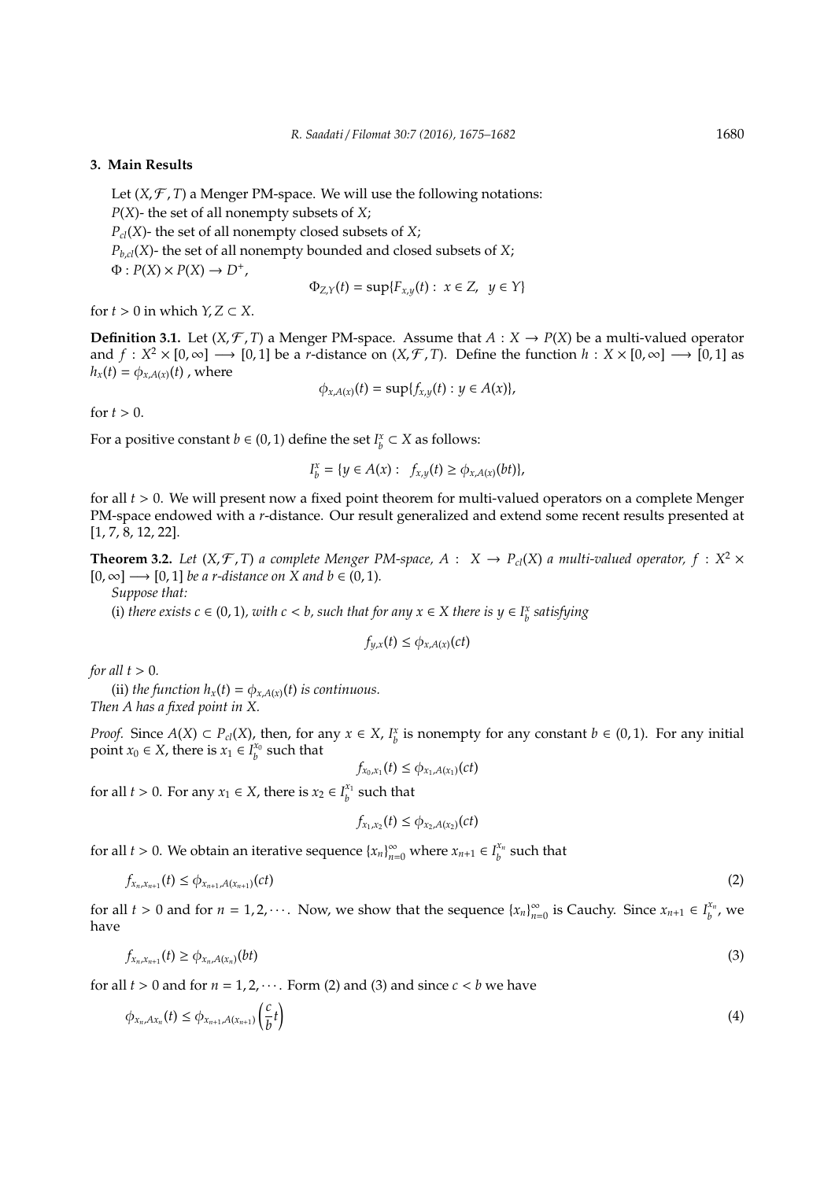## 3. Main Results

Let $(X, \mathcal{F}, T)$ a Menger PM-space. We will use the following notations:
$P(X)$- the set of all nonempty subsets of $X$;
$P_{cl}(X)$- the set of all nonempty closed subsets of $X$;
$P_{b,cl}(X)$- the set of all nonempty bounded and closed subsets of $X$;
$\Phi : P(X) \times P(X) \to D^+$,

$$\Phi_{Z,Y}(t) = \sup\{F_{x,y}(t) : \; x \in Z, \;\; y \in Y\}$$

for $t > 0$ in which $Y, Z \subset X$.

**Definition 3.1.** Let $(X, \mathcal{F}, T)$ a Menger PM-space. Assume that $A : X \to P(X)$ be a multi-valued operator and $f : X^2 \times [0, \infty] \longrightarrow [0, 1]$ be a $r$-distance on $(X, \mathcal{F}, T)$. Define the function $h : X \times [0, \infty] \longrightarrow [0, 1]$ as $h_x(t) = \phi_{x,A(x)}(t)$ , where

$$\phi_{x,A(x)}(t) = \sup\{f_{x,y}(t) : y \in A(x)\},$$

for $t > 0$.

For a positive constant $b \in (0, 1)$ define the set $I_b^x \subset X$ as follows:

$$I_b^x = \{y \in A(x) : \;\; f_{x,y}(t) \geq \phi_{x,A(x)}(bt)\},$$

for all $t > 0$. We will present now a fixed point theorem for multi-valued operators on a complete Menger PM-space endowed with a $r$-distance. Our result generalized and extend some recent results presented at [1, 7, 8, 12, 22].

**Theorem 3.2.** *Let $(X, \mathcal{F}, T)$ a complete Menger PM-space, $A : \;\; X \to P_{cl}(X)$ a multi-valued operator, $f : X^2 \times [0, \infty] \longrightarrow [0, 1]$ be a r-distance on $X$ and $b \in (0, 1)$.*

*Suppose that:*

(i) *there exists $c \in (0, 1)$, with $c < b$, such that for any $x \in X$ there is $y \in I_b^x$ satisfying*

$$f_{y,x}(t) \leq \phi_{x,A(x)}(ct)$$

*for all $t > 0$.*

(ii) *the function $h_x(t) = \phi_{x,A(x)}(t)$ is continuous.*
*Then $A$ has a fixed point in $X$.*

*Proof.* Since $A(X) \subset P_{cl}(X)$, then, for any $x \in X$, $I_b^x$ is nonempty for any constant $b \in (0, 1)$. For any initial point $x_0 \in X$, there is $x_1 \in I_b^{x_0}$ such that

$$f_{x_0,x_1}(t) \leq \phi_{x_1,A(x_1)}(ct)$$

for all $t > 0$. For any $x_1 \in X$, there is $x_2 \in I_b^{x_1}$ such that

$$f_{x_1,x_2}(t) \leq \phi_{x_2,A(x_2)}(ct)$$

for all $t > 0$. We obtain an iterative sequence $\{x_n\}_{n=0}^{\infty}$ where $x_{n+1} \in I_b^{x_n}$ such that

$$f_{x_n,x_{n+1}}(t) \leq \phi_{x_{n+1},A(x_{n+1})}(ct) \tag{2}$$

for all $t > 0$ and for $n = 1, 2, \cdots$. Now, we show that the sequence $\{x_n\}_{n=0}^{\infty}$ is Cauchy. Since $x_{n+1} \in I_b^{x_n}$, we have

$$f_{x_n,x_{n+1}}(t) \geq \phi_{x_n,A(x_n)}(bt) \tag{3}$$

for all $t > 0$ and for $n = 1, 2, \cdots$. Form (2) and (3) and since $c < b$ we have

$$\phi_{x_n,Ax_n}(t) \leq \phi_{x_{n+1},A(x_{n+1})}\left(\frac{c}{b}t\right) \tag{4}$$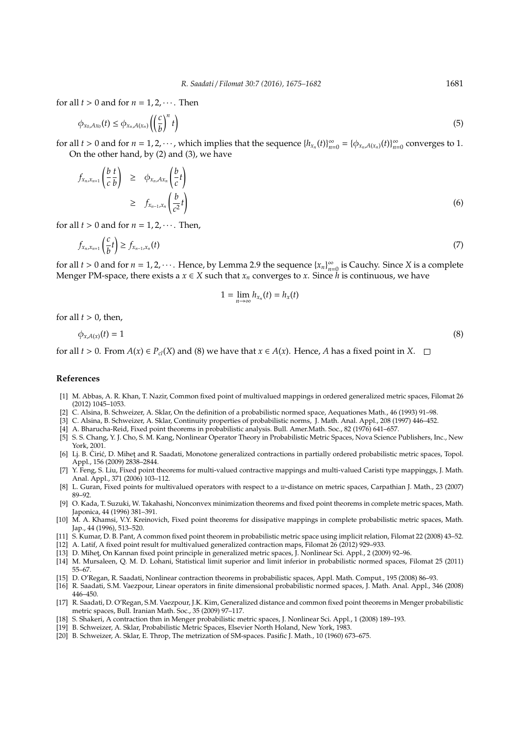for all $t > 0$ and for $n = 1, 2, \cdots$. Then

$$\phi_{x_0, Ax_0}(t) \leq \phi_{x_n, A(x_n)}\left(\left(\frac{c}{b}\right)^n t\right) \tag{5}$$

for all $t > 0$ and for $n = 1, 2, \cdots$, which implies that the sequence $\{h_{x_n}(t)\}_{n=0}^{\infty} = \{\phi_{x_n, A(x_n)}(t)\}_{n=0}^{\infty}$ converges to 1.

On the other hand, by (2) and (3), we have

$$\begin{aligned} f_{x_n, x_{n+1}}\left(\frac{b}{c}\frac{t}{b}\right) &\geq \phi_{x_n, Ax_n}\left(\frac{b}{c}t\right) \\ &\geq f_{x_{n-1}, x_n}\left(\frac{b}{c^2}t\right) \end{aligned} \tag{6}$$

for all $t > 0$ and for $n = 1, 2, \cdots$. Then,

$$f_{x_n, x_{n+1}}\left(\frac{c}{b}t\right) \geq f_{x_{n-1}, x_n}(t) \tag{7}$$

for all $t > 0$ and for $n = 1, 2, \cdots$. Hence, by Lemma 2.9 the sequence $\{x_n\}_{n=0}^{\infty}$ is Cauchy. Since $X$ is a complete Menger PM-space, there exists a $x \in X$ such that $x_n$ converges to $x$. Since $h$ is continuous, we have

$$1 = \lim_{n \to \infty} h_{x_n}(t) = h_x(t)$$

for all $t > 0$, then,

$$\phi_{x, A(x)}(t) = 1 \tag{8}$$

for all $t > 0$. From $A(x) \in P_{cl}(X)$ and (8) we have that $x \in A(x)$. Hence, $A$ has a fixed point in $X$. □

## References

[1] M. Abbas, A. R. Khan, T. Nazir, Common fixed point of multivalued mappings in ordered generalized metric spaces, Filomat 26 (2012) 1045–1053.

[2] C. Alsina, B. Schweizer, A. Sklar, On the definition of a probabilistic normed space, Aequationes Math., 46 (1993) 91–98.

[3] C. Alsina, B. Schweizer, A. Sklar, Continuity properties of probabilistic norms, J. Math. Anal. Appl., 208 (1997) 446–452.

[4] A. Bharucha-Reid, Fixed point theorems in probabilistic analysis. Bull. Amer.Math. Soc., 82 (1976) 641–657.

[5] S. S. Chang, Y. J. Cho, S. M. Kang, Nonlinear Operator Theory in Probabilistic Metric Spaces, Nova Science Publishers, Inc., New York, 2001.

[6] Lj. B. Ćirić, D. Miheţ and R. Saadati, Monotone generalized contractions in partially ordered probabilistic metric spaces, Topol. Appl., 156 (2009) 2838–2844.

[7] Y. Feng, S. Liu, Fixed point theorems for multi-valued contractive mappings and multi-valued Caristi type mappinggs, J. Math. Anal. Appl., 371 (2006) 103–112.

[8] L. Guran, Fixed points for multivalued operators with respect to a $w$-distance on metric spaces, Carpathian J. Math., 23 (2007) 89–92.

[9] O. Kada, T. Suzuki, W. Takahashi, Nonconvex minimization theorems and fixed point theorems in complete metric spaces, Math. Japonica, 44 (1996) 381–391.

[10] M. A. Khamsi, V.Y. Kreinovich, Fixed point theorems for dissipative mappings in complete probabilistic metric spaces, Math. Jap., 44 (1996), 513–520.

[11] S. Kumar, D. B. Pant, A common fixed point theorem in probabilistic metric space using implicit relation, Filomat 22 (2008) 43–52.

[12] A. Latif, A fixed point result for multivalued generalized contraction maps, Filomat 26 (2012) 929–933.

[13] D. Miheţ, On Kannan fixed point principle in generalized metric spaces, J. Nonlinear Sci. Appl., 2 (2009) 92–96.

[14] M. Mursaleen, Q. M. D. Lohani, Statistical limit superior and limit inferior in probabilistic normed spaces, Filomat 25 (2011) 55–67.

[15] D. O'Regan, R. Saadati, Nonlinear contraction theorems in probabilistic spaces, Appl. Math. Comput., 195 (2008) 86–93.

[16] R. Saadati, S.M. Vaezpour, Linear operators in finite dimensional probabilistic normed spaces, J. Math. Anal. Appl., 346 (2008) 446–450.

[17] R. Saadati, D. O'Regan, S.M. Vaezpour, J.K. Kim, Generalized distance and common fixed point theorems in Menger probabilistic metric spaces, Bull. Iranian Math. Soc., 35 (2009) 97–117.

[18] S. Shakeri, A contraction thm in Menger probabilistic metric spaces, J. Nonlinear Sci. Appl., 1 (2008) 189–193.

[19] B. Schweizer, A. Sklar, Probabilistic Metric Spaces, Elsevier North Holand, New York, 1983.

[20] B. Schweizer, A. Sklar, E. Throp, The metrization of SM-spaces. Pasific J. Math., 10 (1960) 673–675.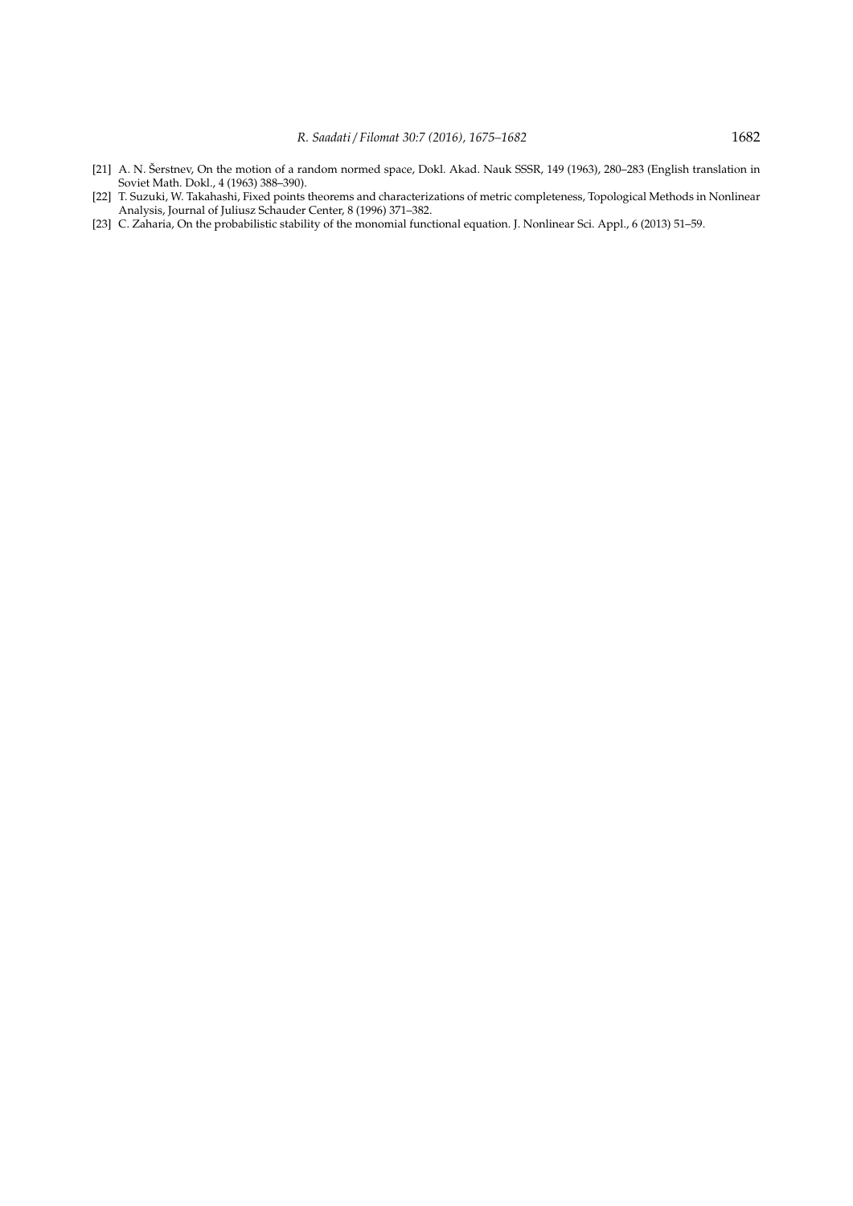[21] A. N. Šerstnev, On the motion of a random normed space, Dokl. Akad. Nauk SSSR, 149 (1963), 280–283 (English translation in Soviet Math. Dokl., 4 (1963) 388–390).

[22] T. Suzuki, W. Takahashi, Fixed points theorems and characterizations of metric completeness, Topological Methods in Nonlinear Analysis, Journal of Juliusz Schauder Center, 8 (1996) 371–382.

[23] C. Zaharia, On the probabilistic stability of the monomial functional equation. J. Nonlinear Sci. Appl., 6 (2013) 51–59.